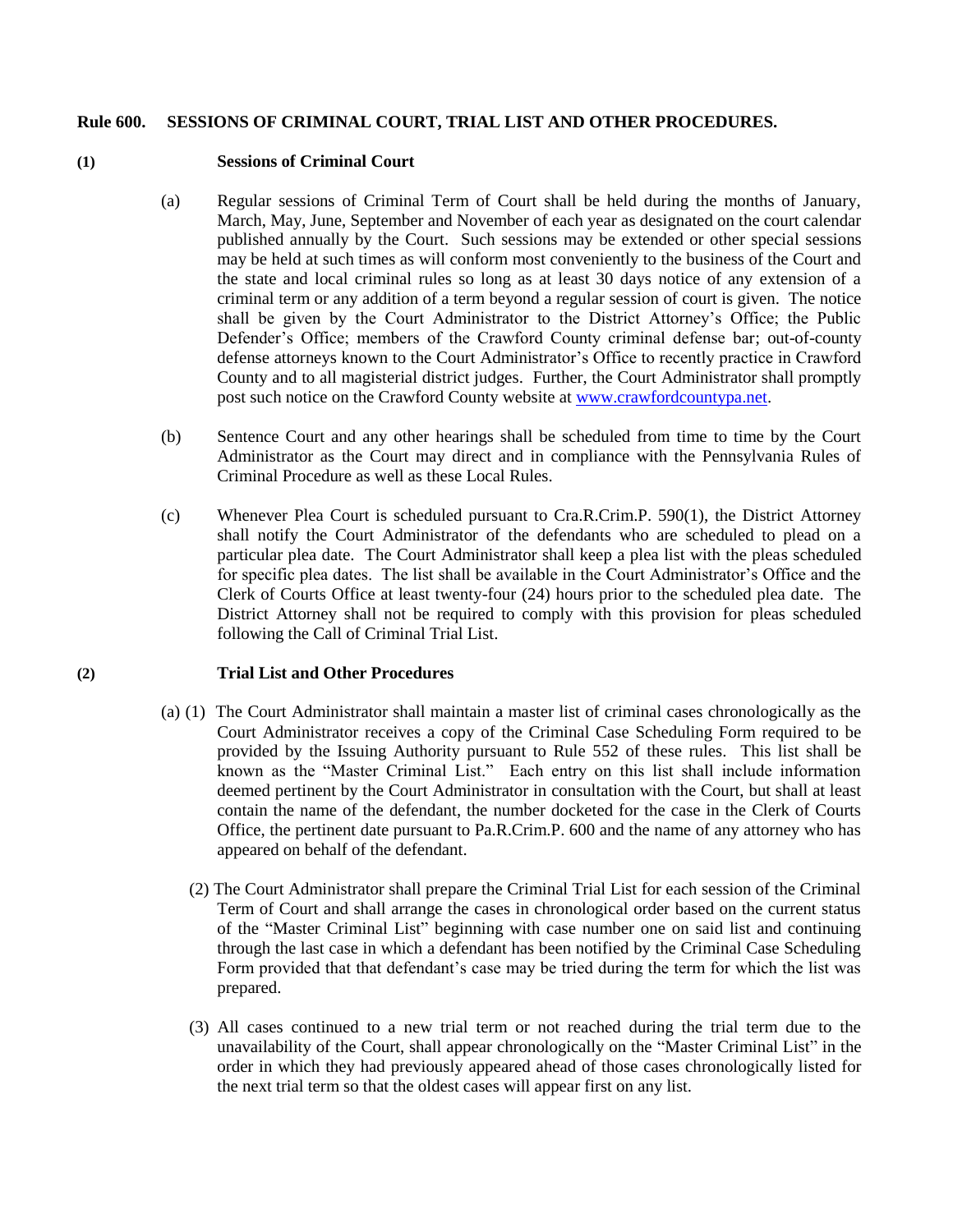**Rule 600. SESSIONS OF CRIMINAL COURT, TRIAL LIST AND OTHER PROCEDURES.**

**(1) Sessions of Criminal Court**

(a) Regular sessions of Criminal Term of Court shall be held during the months of January, March, May, June, September and November of each year as designated on the court calendar published annually by the Court. Such sessions may be extended or other special sessions may be held at such times as will conform most conveniently to the business of the Court and the state and local criminal rules so long as at least 30 days notice of any extension of a criminal term or any addition of a term beyond a regular session of court is given. The notice shall be given by the Court Administrator to the District Attorney's Office; the Public Defender's Office; members of the Crawford County criminal defense bar; out-of-county defense attorneys known to the Court Administrator's Office to recently practice in Crawford County and to all magisterial district judges. Further, the Court Administrator shall promptly post such notice on the Crawford County website at www.crawfordcountypa.net.

(b) Sentence Court and any other hearings shall be scheduled from time to time by the Court Administrator as the Court may direct and in compliance with the Pennsylvania Rules of Criminal Procedure as well as these Local Rules.

(c) Whenever Plea Court is scheduled pursuant to Cra.R.Crim.P. 590(1), the District Attorney shall notify the Court Administrator of the defendants who are scheduled to plead on a particular plea date. The Court Administrator shall keep a plea list with the pleas scheduled for specific plea dates. The list shall be available in the Court Administrator's Office and the Clerk of Courts Office at least twenty-four (24) hours prior to the scheduled plea date. The District Attorney shall not be required to comply with this provision for pleas scheduled following the Call of Criminal Trial List.

**(2) Trial List and Other Procedures**

(a) (1) The Court Administrator shall maintain a master list of criminal cases chronologically as the Court Administrator receives a copy of the Criminal Case Scheduling Form required to be provided by the Issuing Authority pursuant to Rule 552 of these rules. This list shall be known as the "Master Criminal List." Each entry on this list shall include information deemed pertinent by the Court Administrator in consultation with the Court, but shall at least contain the name of the defendant, the number docketed for the case in the Clerk of Courts Office, the pertinent date pursuant to Pa.R.Crim.P. 600 and the name of any attorney who has appeared on behalf of the defendant.

(2) The Court Administrator shall prepare the Criminal Trial List for each session of the Criminal Term of Court and shall arrange the cases in chronological order based on the current status of the "Master Criminal List" beginning with case number one on said list and continuing through the last case in which a defendant has been notified by the Criminal Case Scheduling Form provided that that defendant's case may be tried during the term for which the list was prepared.

(3) All cases continued to a new trial term or not reached during the trial term due to the unavailability of the Court, shall appear chronologically on the "Master Criminal List" in the order in which they had previously appeared ahead of those cases chronologically listed for the next trial term so that the oldest cases will appear first on any list.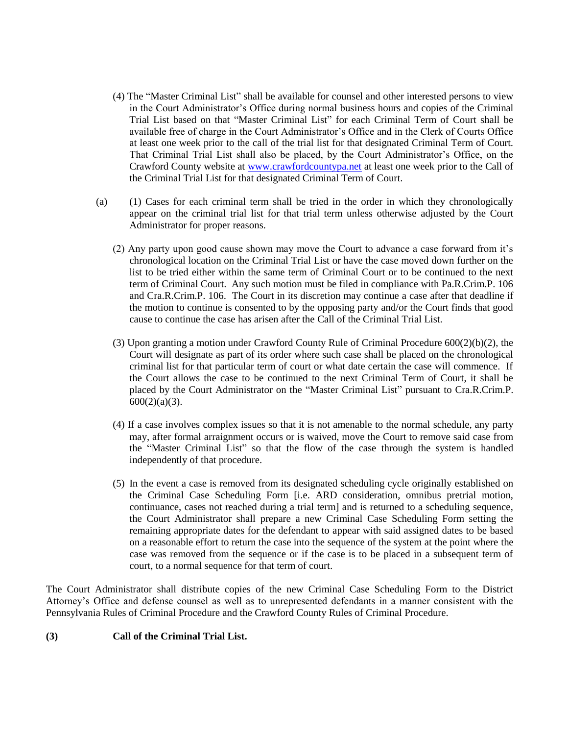(4) The "Master Criminal List" shall be available for counsel and other interested persons to view in the Court Administrator's Office during normal business hours and copies of the Criminal Trial List based on that "Master Criminal List" for each Criminal Term of Court shall be available free of charge in the Court Administrator's Office and in the Clerk of Courts Office at least one week prior to the call of the trial list for that designated Criminal Term of Court. That Criminal Trial List shall also be placed, by the Court Administrator's Office, on the Crawford County website at www.crawfordcountypa.net at least one week prior to the Call of the Criminal Trial List for that designated Criminal Term of Court.

(a) (1) Cases for each criminal term shall be tried in the order in which they chronologically appear on the criminal trial list for that trial term unless otherwise adjusted by the Court Administrator for proper reasons.

(2) Any party upon good cause shown may move the Court to advance a case forward from it's chronological location on the Criminal Trial List or have the case moved down further on the list to be tried either within the same term of Criminal Court or to be continued to the next term of Criminal Court. Any such motion must be filed in compliance with Pa.R.Crim.P. 106 and Cra.R.Crim.P. 106. The Court in its discretion may continue a case after that deadline if the motion to continue is consented to by the opposing party and/or the Court finds that good cause to continue the case has arisen after the Call of the Criminal Trial List.

(3) Upon granting a motion under Crawford County Rule of Criminal Procedure 600(2)(b)(2), the Court will designate as part of its order where such case shall be placed on the chronological criminal list for that particular term of court or what date certain the case will commence. If the Court allows the case to be continued to the next Criminal Term of Court, it shall be placed by the Court Administrator on the "Master Criminal List" pursuant to Cra.R.Crim.P. 600(2)(a)(3).

(4) If a case involves complex issues so that it is not amenable to the normal schedule, any party may, after formal arraignment occurs or is waived, move the Court to remove said case from the "Master Criminal List" so that the flow of the case through the system is handled independently of that procedure.

(5) In the event a case is removed from its designated scheduling cycle originally established on the Criminal Case Scheduling Form [i.e. ARD consideration, omnibus pretrial motion, continuance, cases not reached during a trial term] and is returned to a scheduling sequence, the Court Administrator shall prepare a new Criminal Case Scheduling Form setting the remaining appropriate dates for the defendant to appear with said assigned dates to be based on a reasonable effort to return the case into the sequence of the system at the point where the case was removed from the sequence or if the case is to be placed in a subsequent term of court, to a normal sequence for that term of court.

The Court Administrator shall distribute copies of the new Criminal Case Scheduling Form to the District Attorney's Office and defense counsel as well as to unrepresented defendants in a manner consistent with the Pennsylvania Rules of Criminal Procedure and the Crawford County Rules of Criminal Procedure.

**(3) Call of the Criminal Trial List.**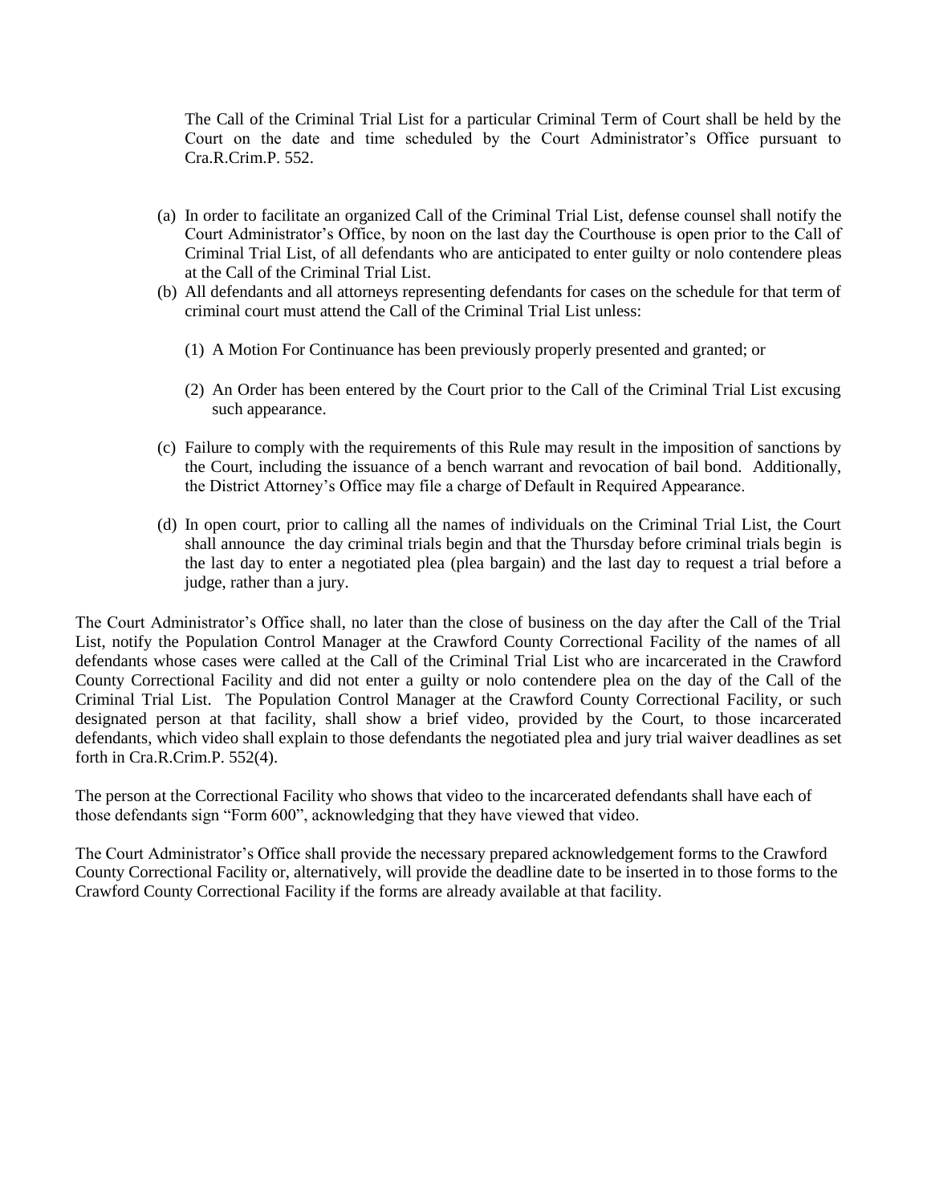The Call of the Criminal Trial List for a particular Criminal Term of Court shall be held by the Court on the date and time scheduled by the Court Administrator's Office pursuant to Cra.R.Crim.P. 552.

(a) In order to facilitate an organized Call of the Criminal Trial List, defense counsel shall notify the Court Administrator's Office, by noon on the last day the Courthouse is open prior to the Call of Criminal Trial List, of all defendants who are anticipated to enter guilty or nolo contendere pleas at the Call of the Criminal Trial List.

(b) All defendants and all attorneys representing defendants for cases on the schedule for that term of criminal court must attend the Call of the Criminal Trial List unless:

   (1) A Motion For Continuance has been previously properly presented and granted; or

   (2) An Order has been entered by the Court prior to the Call of the Criminal Trial List excusing such appearance.

(c) Failure to comply with the requirements of this Rule may result in the imposition of sanctions by the Court, including the issuance of a bench warrant and revocation of bail bond. Additionally, the District Attorney's Office may file a charge of Default in Required Appearance.

(d) In open court, prior to calling all the names of individuals on the Criminal Trial List, the Court shall announce the day criminal trials begin and that the Thursday before criminal trials begin is the last day to enter a negotiated plea (plea bargain) and the last day to request a trial before a judge, rather than a jury.

The Court Administrator's Office shall, no later than the close of business on the day after the Call of the Trial List, notify the Population Control Manager at the Crawford County Correctional Facility of the names of all defendants whose cases were called at the Call of the Criminal Trial List who are incarcerated in the Crawford County Correctional Facility and did not enter a guilty or nolo contendere plea on the day of the Call of the Criminal Trial List. The Population Control Manager at the Crawford County Correctional Facility, or such designated person at that facility, shall show a brief video, provided by the Court, to those incarcerated defendants, which video shall explain to those defendants the negotiated plea and jury trial waiver deadlines as set forth in Cra.R.Crim.P. 552(4).

The person at the Correctional Facility who shows that video to the incarcerated defendants shall have each of those defendants sign "Form 600", acknowledging that they have viewed that video.

The Court Administrator's Office shall provide the necessary prepared acknowledgement forms to the Crawford County Correctional Facility or, alternatively, will provide the deadline date to be inserted in to those forms to the Crawford County Correctional Facility if the forms are already available at that facility.